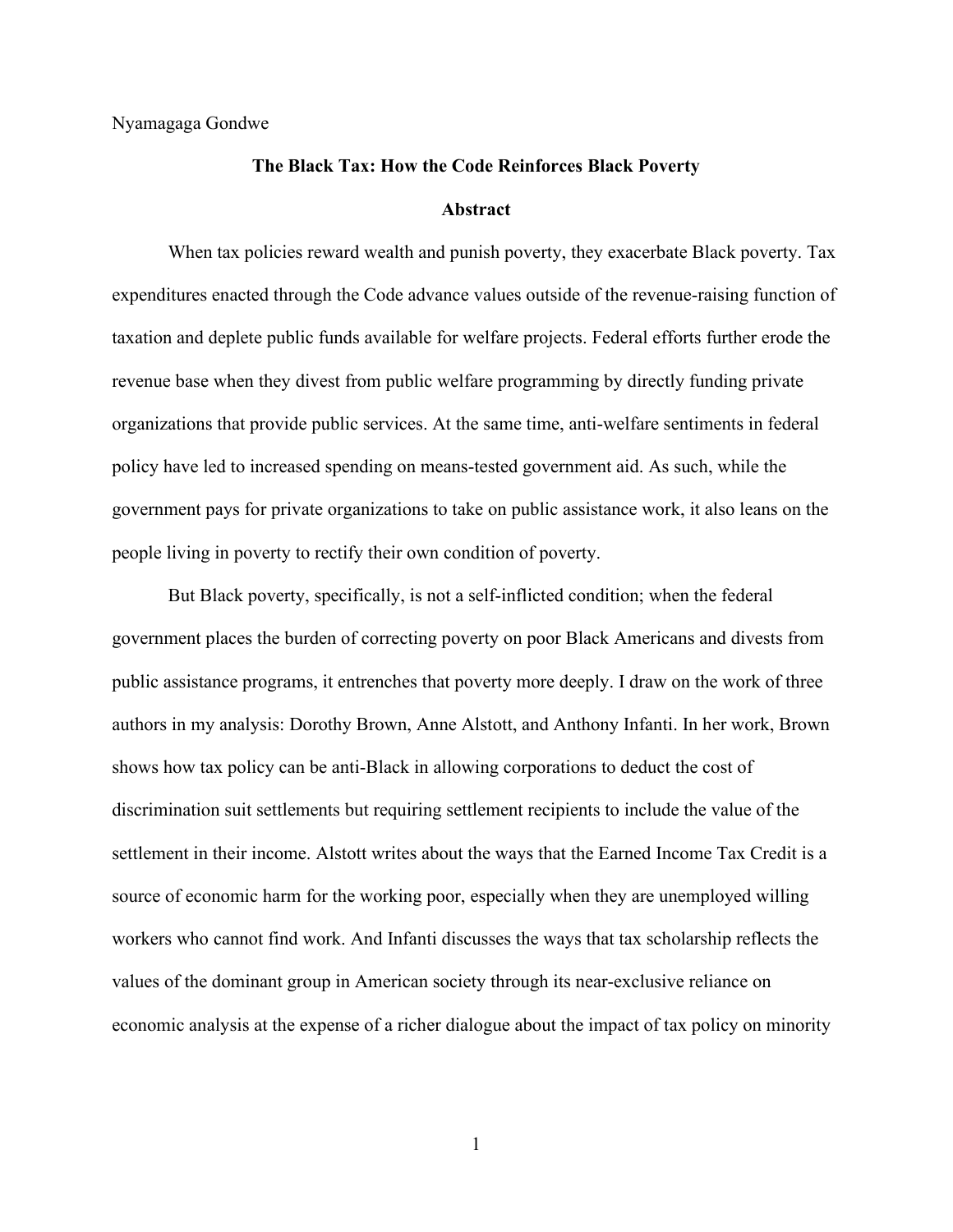Nyamagaga Gondwe

# The Black Tax: How the Code Reinforces Black Poverty

## Abstract

When tax policies reward wealth and punish poverty, they exacerbate Black poverty. Tax expenditures enacted through the Code advance values outside of the revenue-raising function of taxation and deplete public funds available for welfare projects. Federal efforts further erode the revenue base when they divest from public welfare programming by directly funding private organizations that provide public services. At the same time, anti-welfare sentiments in federal policy have led to increased spending on means-tested government aid. As such, while the government pays for private organizations to take on public assistance work, it also leans on the people living in poverty to rectify their own condition of poverty.

But Black poverty, specifically, is not a self-inflicted condition; when the federal government places the burden of correcting poverty on poor Black Americans and divests from public assistance programs, it entrenches that poverty more deeply. I draw on the work of three authors in my analysis: Dorothy Brown, Anne Alstott, and Anthony Infanti. In her work, Brown shows how tax policy can be anti-Black in allowing corporations to deduct the cost of discrimination suit settlements but requiring settlement recipients to include the value of the settlement in their income. Alstott writes about the ways that the Earned Income Tax Credit is a source of economic harm for the working poor, especially when they are unemployed willing workers who cannot find work. And Infanti discusses the ways that tax scholarship reflects the values of the dominant group in American society through its near-exclusive reliance on economic analysis at the expense of a richer dialogue about the impact of tax policy on minority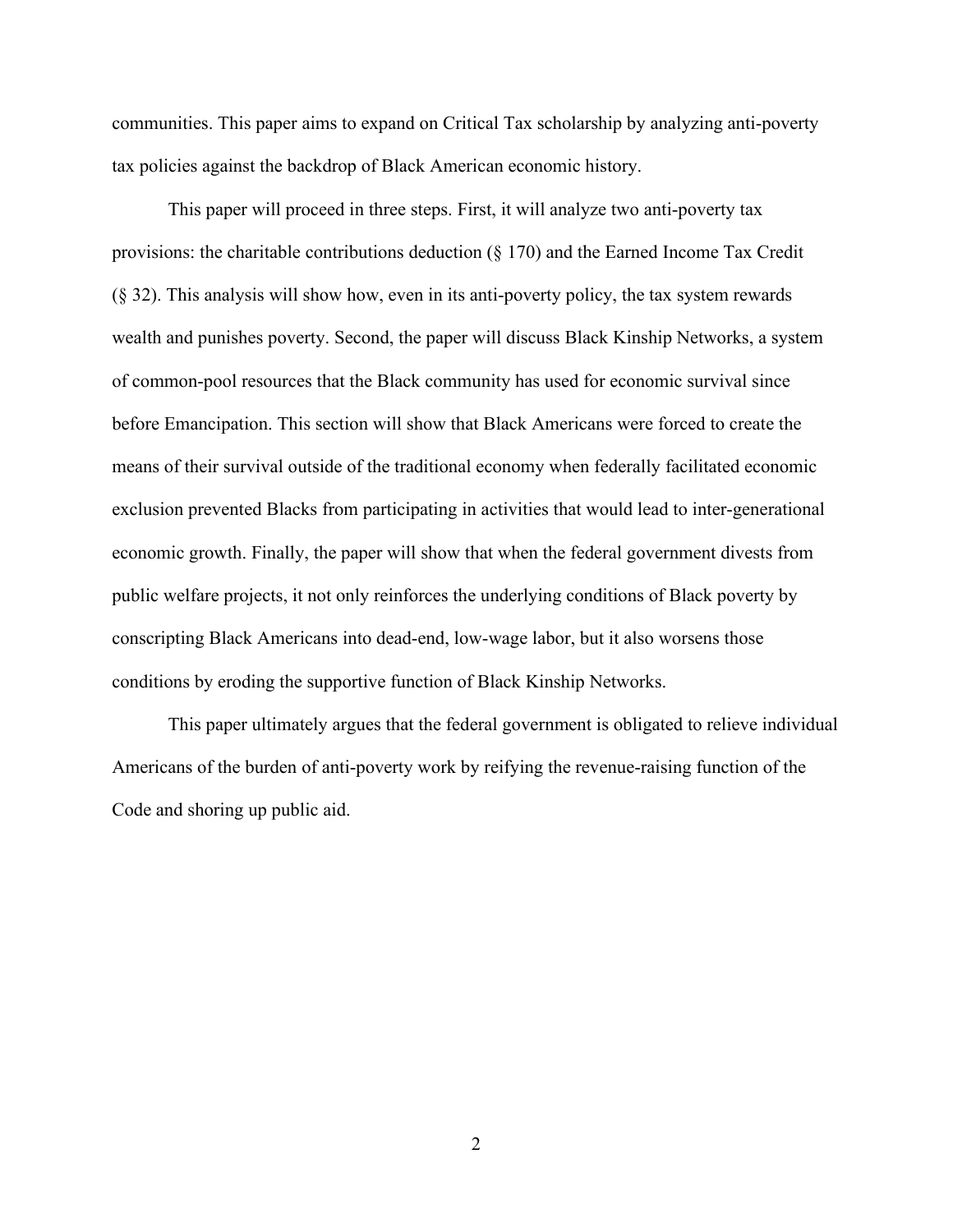communities. This paper aims to expand on Critical Tax scholarship by analyzing anti-poverty tax policies against the backdrop of Black American economic history.

This paper will proceed in three steps. First, it will analyze two anti-poverty tax provisions: the charitable contributions deduction (§ 170) and the Earned Income Tax Credit (§ 32). This analysis will show how, even in its anti-poverty policy, the tax system rewards wealth and punishes poverty. Second, the paper will discuss Black Kinship Networks, a system of common-pool resources that the Black community has used for economic survival since before Emancipation. This section will show that Black Americans were forced to create the means of their survival outside of the traditional economy when federally facilitated economic exclusion prevented Blacks from participating in activities that would lead to inter-generational economic growth. Finally, the paper will show that when the federal government divests from public welfare projects, it not only reinforces the underlying conditions of Black poverty by conscripting Black Americans into dead-end, low-wage labor, but it also worsens those conditions by eroding the supportive function of Black Kinship Networks.

This paper ultimately argues that the federal government is obligated to relieve individual Americans of the burden of anti-poverty work by reifying the revenue-raising function of the Code and shoring up public aid.